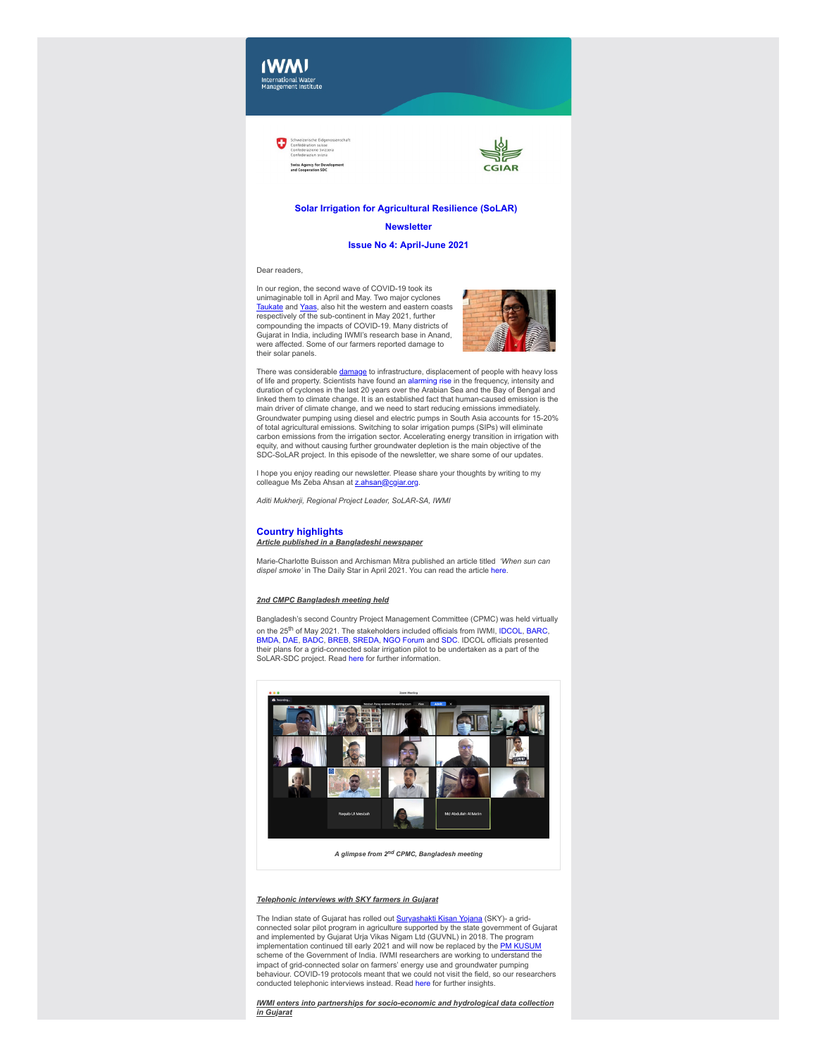# Solar Irrigation for Agricultural Resilience (SoLAR)

## Newsletter

### Issue No 4: April-June 2021

Dear readers,

In our region, the second wave of COVID-19 took its unimaginable toll in April and May. Two major cyclones Taukate and Yaas, also hit the western and eastern coasts respectively of the sub-continent in May 2021, further compounding the impacts of COVID-19. Many districts of Gujarat in India, including IWMI's research base in Anand, were affected. Some of our farmers reported damage to their solar panels.

There was considerable damage to infrastructure, displacement of people with heavy loss of life and property. Scientists have found an alarming rise in the frequency, intensity and duration of cyclones in the last 20 years over the Arabian Sea and the Bay of Bengal and linked them to climate change. It is an established fact that human-caused emission is the main driver of climate change, and we need to start reducing emissions immediately. Groundwater pumping using diesel and electric pumps in South Asia accounts for 15-20% of total agricultural emissions. Switching to solar irrigation pumps (SIPs) will eliminate carbon emissions from the irrigation sector. Accelerating energy transition in irrigation with equity, and without causing further groundwater depletion is the main objective of the SDC-SoLAR project. In this episode of the newsletter, we share some of our updates.

I hope you enjoy reading our newsletter. Please share your thoughts by writing to my colleague Ms Zeba Ahsan at z.ahsan@cgiar.org.

*Aditi Mukherji, Regional Project Leader, SoLAR-SA, IWMI*

## Country highlights

***Article published in a Bangladeshi newspaper***

Marie-Charlotte Buisson and Archisman Mitra published an article titled *'When sun can dispel smoke'* in The Daily Star in April 2021. You can read the article here.

***2nd CMPC Bangladesh meeting held***

Bangladesh's second Country Project Management Committee (CPMC) was held virtually on the 25th of May 2021. The stakeholders included officials from IWMI, IDCOL, BARC, BMDA, DAE, BADC, BREB, SREDA, NGO Forum and SDC. IDCOL officials presented their plans for a grid-connected solar irrigation pilot to be undertaken as a part of the SoLAR-SDC project. Read here for further information.

***A glimpse from 2nd CPMC, Bangladesh meeting***

***Telephonic interviews with SKY farmers in Gujarat***

The Indian state of Gujarat has rolled out Suryashakti Kisan Yojana (SKY)- a grid-connected solar pilot program in agriculture supported by the state government of Gujarat and implemented by Gujarat Urja Vikas Nigam Ltd (GUVNL) in 2018. The program implementation continued till early 2021 and will now be replaced by the PM KUSUM scheme of the Government of India. IWMI researchers are working to understand the impact of grid-connected solar on farmers' energy use and groundwater pumping behaviour. COVID-19 protocols meant that we could not visit the field, so our researchers conducted telephonic interviews instead. Read here for further insights.

***IWMI enters into partnerships for socio-economic and hydrological data collection in Gujarat***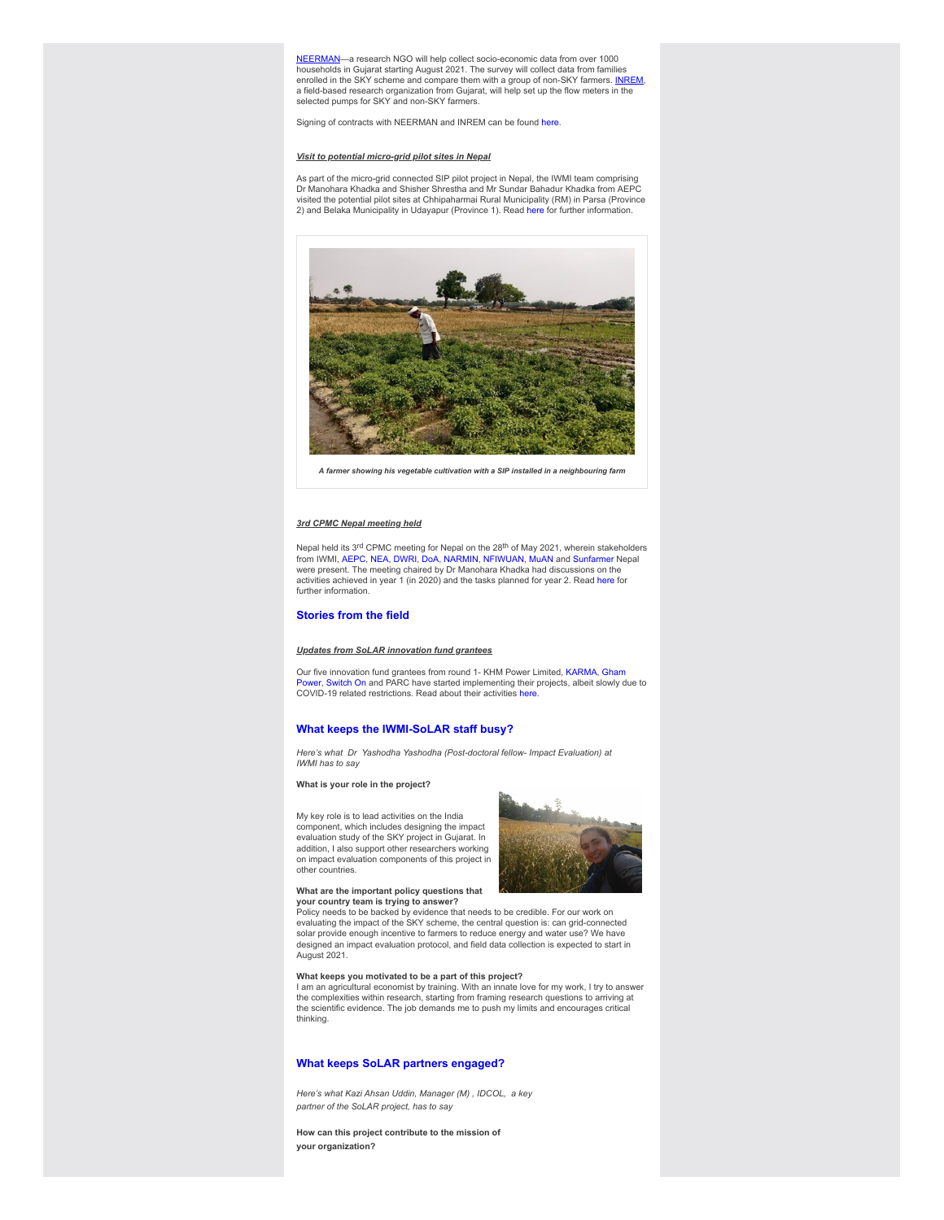NEERMAN—a research NGO will help collect socio-economic data from over 1000 households in Gujarat starting August 2021. The survey will collect data from families enrolled in the SKY scheme and compare them with a group of non-SKY farmers. INREM, a field-based research organization from Gujarat, will help set up the flow meters in the selected pumps for SKY and non-SKY farmers.

Signing of contracts with NEERMAN and INREM can be found here.

***Visit to potential micro-grid pilot sites in Nepal***

As part of the micro-grid connected SIP pilot project in Nepal, the IWMI team comprising Dr Manohara Khadka and Shisher Shrestha and Mr Sundar Bahadur Khadka from AEPC visited the potential pilot sites at Chhipaharmai Rural Municipality (RM) in Parsa (Province 2) and Belaka Municipality in Udayapur (Province 1). Read here for further information.

*A farmer showing his vegetable cultivation with a SIP installed in a neighbouring farm*

***3rd CPMC Nepal meeting held***

Nepal held its 3rd CPMC meeting for Nepal on the 28th of May 2021, wherein stakeholders from IWMI, AEPC, NEA, DWRI, DoA, NARMIN, NFIWUAN, MuAN and Sunfarmer Nepal were present. The meeting chaired by Dr Manohara Khadka had discussions on the activities achieved in year 1 (in 2020) and the tasks planned for year 2. Read here for further information.

## Stories from the field

***Updates from SoLAR innovation fund grantees***

Our five innovation fund grantees from round 1- KHM Power Limited, KARMA, Gham Power, Switch On and PARC have started implementing their projects, albeit slowly due to COVID-19 related restrictions. Read about their activities here.

## What keeps the IWMI-SoLAR staff busy?

*Here's what Dr Yashodha Yashodha (Post-doctoral fellow- Impact Evaluation) at IWMI has to say*

**What is your role in the project?**

My key role is to lead activities on the India component, which includes designing the impact evaluation study of the SKY project in Gujarat. In addition, I also support other researchers working on impact evaluation components of this project in other countries.

**What are the important policy questions that your country team is trying to answer?**

Policy needs to be backed by evidence that needs to be credible. For our work on evaluating the impact of the SKY scheme, the central question is: can grid-connected solar provide enough incentive to farmers to reduce energy and water use? We have designed an impact evaluation protocol, and field data collection is expected to start in August 2021.

**What keeps you motivated to be a part of this project?**

I am an agricultural economist by training. With an innate love for my work, I try to answer the complexities within research, starting from framing research questions to arriving at the scientific evidence. The job demands me to push my limits and encourages critical thinking.

## What keeps SoLAR partners engaged?

*Here's what Kazi Ahsan Uddin, Manager (M) , IDCOL, a key partner of the SoLAR project, has to say*

**How can this project contribute to the mission of your organization?**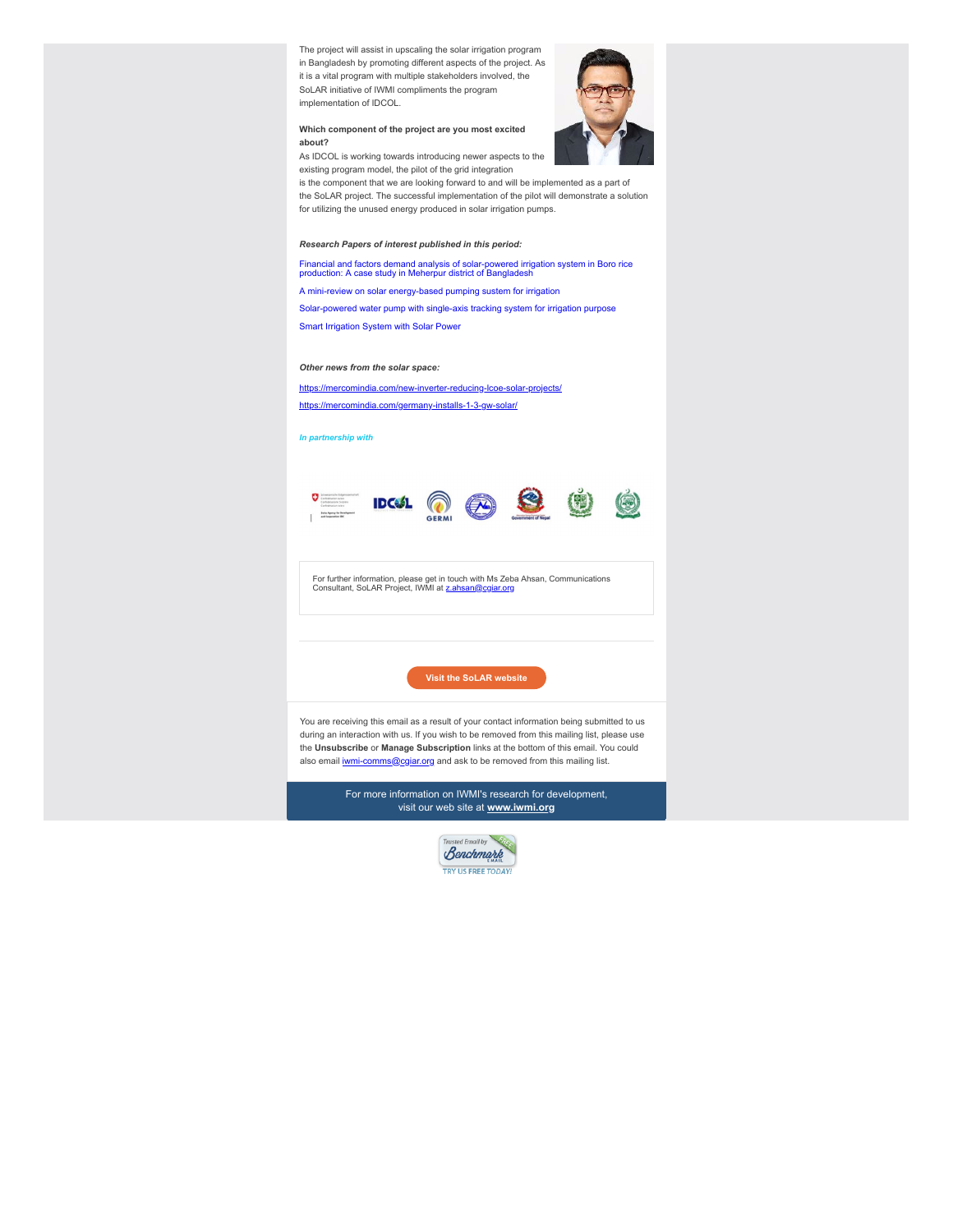The project will assist in upscaling the solar irrigation program in Bangladesh by promoting different aspects of the project. As it is a vital program with multiple stakeholders involved, the SoLAR initiative of IWMI compliments the program implementation of IDCOL.

**Which component of the project are you most excited about?**

As IDCOL is working towards introducing newer aspects to the existing program model, the pilot of the grid integration is the component that we are looking forward to and will be implemented as a part of the SoLAR project. The successful implementation of the pilot will demonstrate a solution for utilizing the unused energy produced in solar irrigation pumps.

***Research Papers of interest published in this period:***

Financial and factors demand analysis of solar-powered irrigation system in Boro rice production: A case study in Meherpur district of Bangladesh

A mini-review on solar energy-based pumping sustem for irrigation

Solar-powered water pump with single-axis tracking system for irrigation purpose

Smart Irrigation System with Solar Power

***Other news from the solar space:***

https://mercomindia.com/new-inverter-reducing-lcoe-solar-projects/

https://mercomindia.com/germany-installs-1-3-gw-solar/

***In partnership with***

For further information, please get in touch with Ms Zeba Ahsan, Communications Consultant, SoLAR Project, IWMI at z.ahsan@cgiar.org

Visit the SoLAR website

You are receiving this email as a result of your contact information being submitted to us during an interaction with us. If you wish to be removed from this mailing list, please use the **Unsubscribe** or **Manage Subscription** links at the bottom of this email. You could also email iwmi-comms@cgiar.org and ask to be removed from this mailing list.

For more information on IWMI's research for development, visit our web site at **www.iwmi.org**